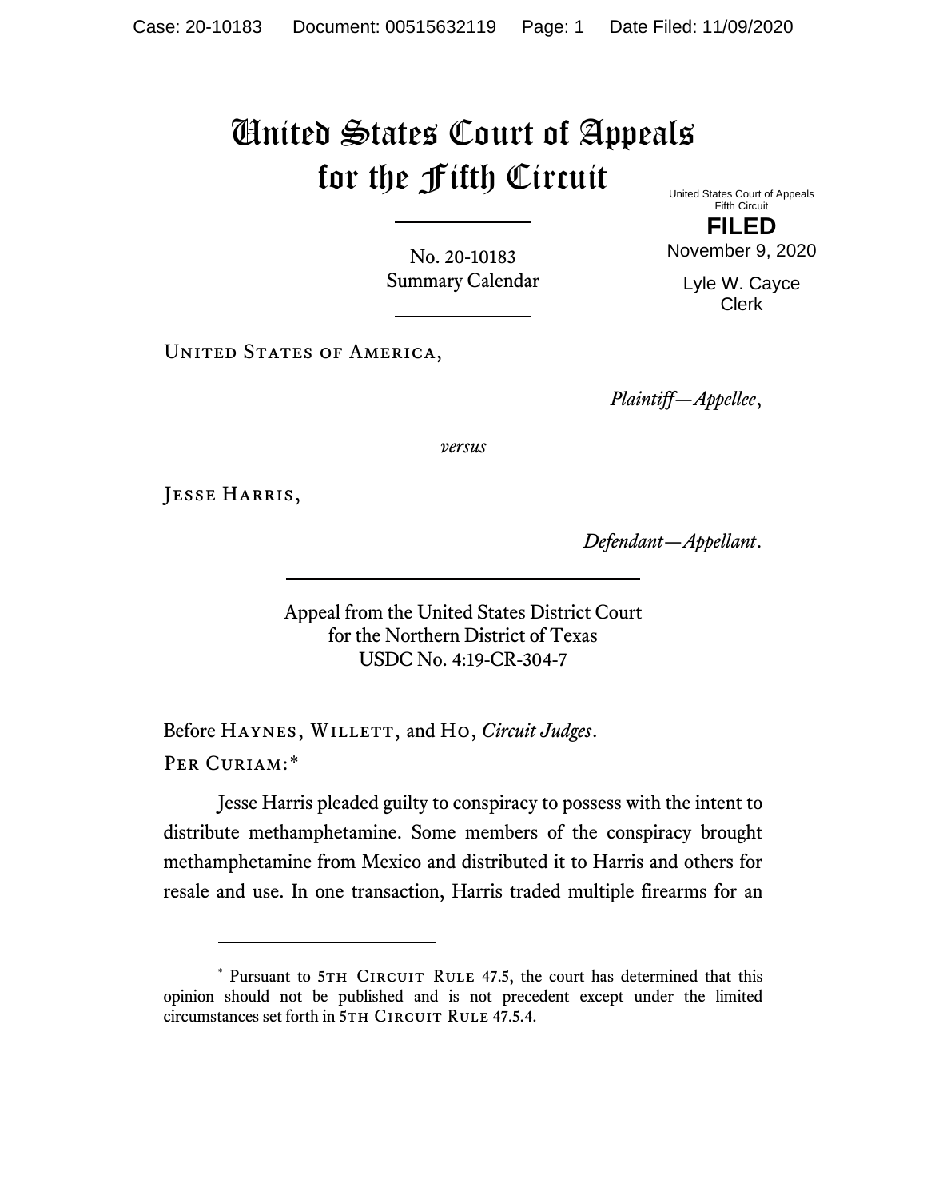# United States Court of Appeals for the Fifth Circuit

United States Court of Appeals
Fifth Circuit

**FILED**

November 9, 2020

Lyle W. Cayce
Clerk

No. 20-10183
Summary Calendar

United States of America,

*Plaintiff—Appellee*,

*versus*

Jesse Harris,

*Defendant—Appellant*.

Appeal from the United States District Court
for the Northern District of Texas
USDC No. 4:19-CR-304-7

Before Haynes, Willett, and Ho, *Circuit Judges*.

Per Curiam:*

Jesse Harris pleaded guilty to conspiracy to possess with the intent to distribute methamphetamine. Some members of the conspiracy brought methamphetamine from Mexico and distributed it to Harris and others for resale and use. In one transaction, Harris traded multiple firearms for an

---

\* Pursuant to 5th Circuit Rule 47.5, the court has determined that this opinion should not be published and is not precedent except under the limited circumstances set forth in 5th Circuit Rule 47.5.4.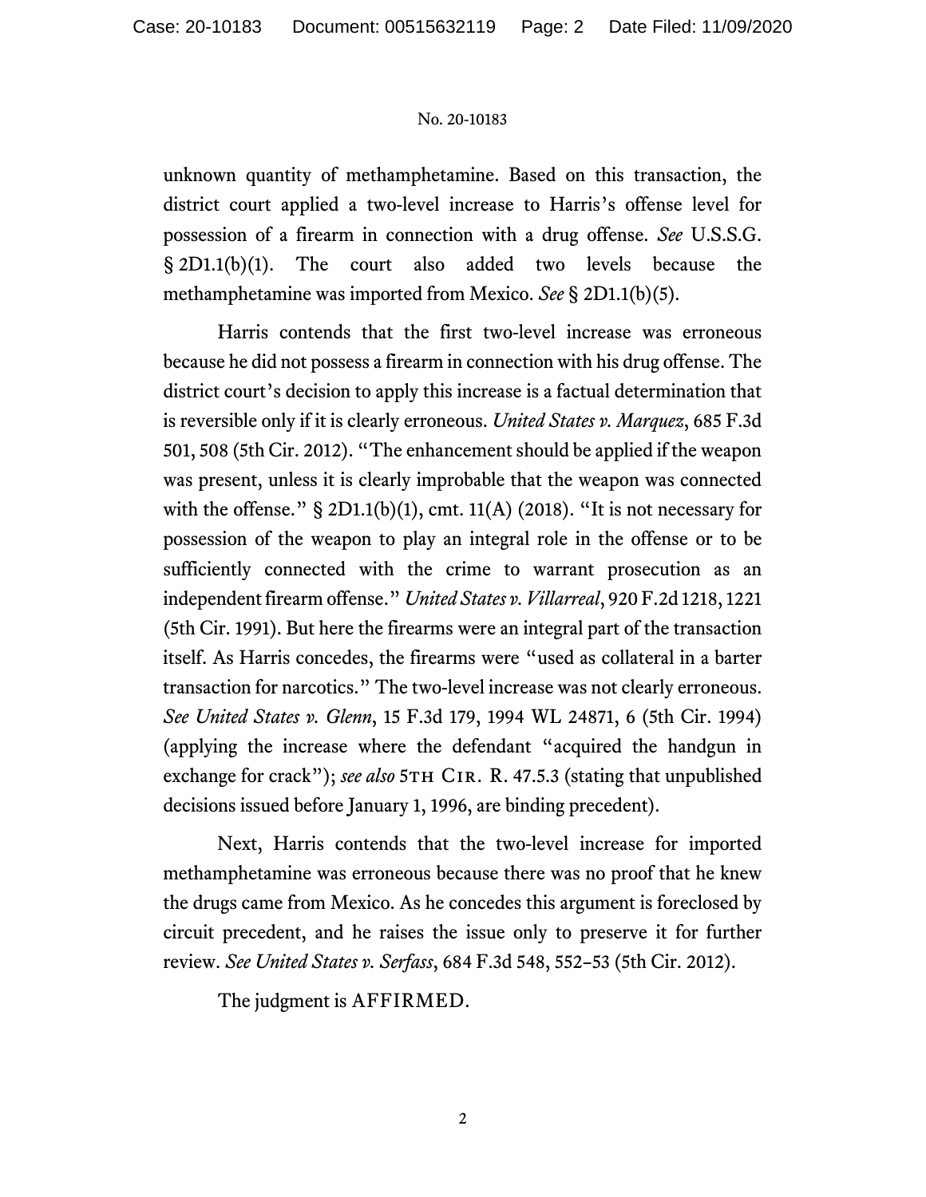unknown quantity of methamphetamine. Based on this transaction, the district court applied a two-level increase to Harris's offense level for possession of a firearm in connection with a drug offense. *See* U.S.S.G. § 2D1.1(b)(1). The court also added two levels because the methamphetamine was imported from Mexico. *See* § 2D1.1(b)(5).

Harris contends that the first two-level increase was erroneous because he did not possess a firearm in connection with his drug offense. The district court's decision to apply this increase is a factual determination that is reversible only if it is clearly erroneous. *United States v. Marquez*, 685 F.3d 501, 508 (5th Cir. 2012). "The enhancement should be applied if the weapon was present, unless it is clearly improbable that the weapon was connected with the offense." § 2D1.1(b)(1), cmt. 11(A) (2018). "It is not necessary for possession of the weapon to play an integral role in the offense or to be sufficiently connected with the crime to warrant prosecution as an independent firearm offense." *United States v. Villarreal*, 920 F.2d 1218, 1221 (5th Cir. 1991). But here the firearms were an integral part of the transaction itself. As Harris concedes, the firearms were "used as collateral in a barter transaction for narcotics." The two-level increase was not clearly erroneous. *See United States v. Glenn*, 15 F.3d 179, 1994 WL 24871, 6 (5th Cir. 1994) (applying the increase where the defendant "acquired the handgun in exchange for crack"); *see also* 5TH CIR. R. 47.5.3 (stating that unpublished decisions issued before January 1, 1996, are binding precedent).

Next, Harris contends that the two-level increase for imported methamphetamine was erroneous because there was no proof that he knew the drugs came from Mexico. As he concedes this argument is foreclosed by circuit precedent, and he raises the issue only to preserve it for further review. *See United States v. Serfass*, 684 F.3d 548, 552–53 (5th Cir. 2012).

The judgment is AFFIRMED.